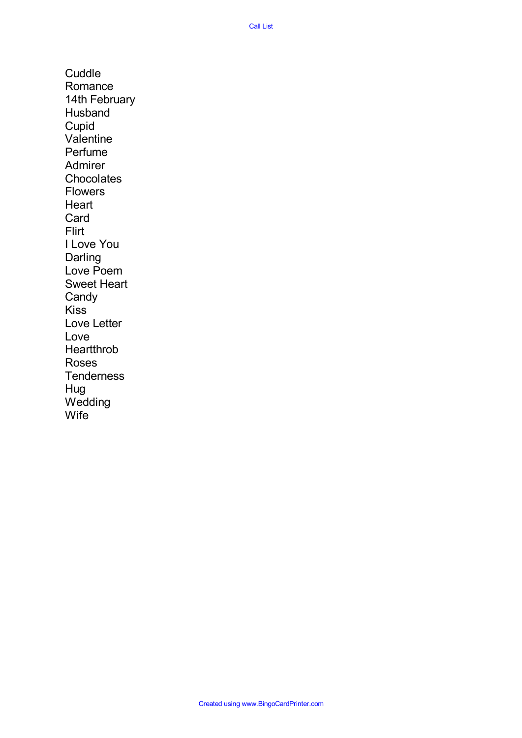Call List

Cuddle
Romance
14th February
Husband
Cupid
Valentine
Perfume
Admirer
Chocolates
Flowers
Heart
Card
Flirt
I Love You
Darling
Love Poem
Sweet Heart
Candy
Kiss
Love Letter
Love
Heartthrob
Roses
Tenderness
Hug
Wedding
Wife

Created using www.BingoCardPrinter.com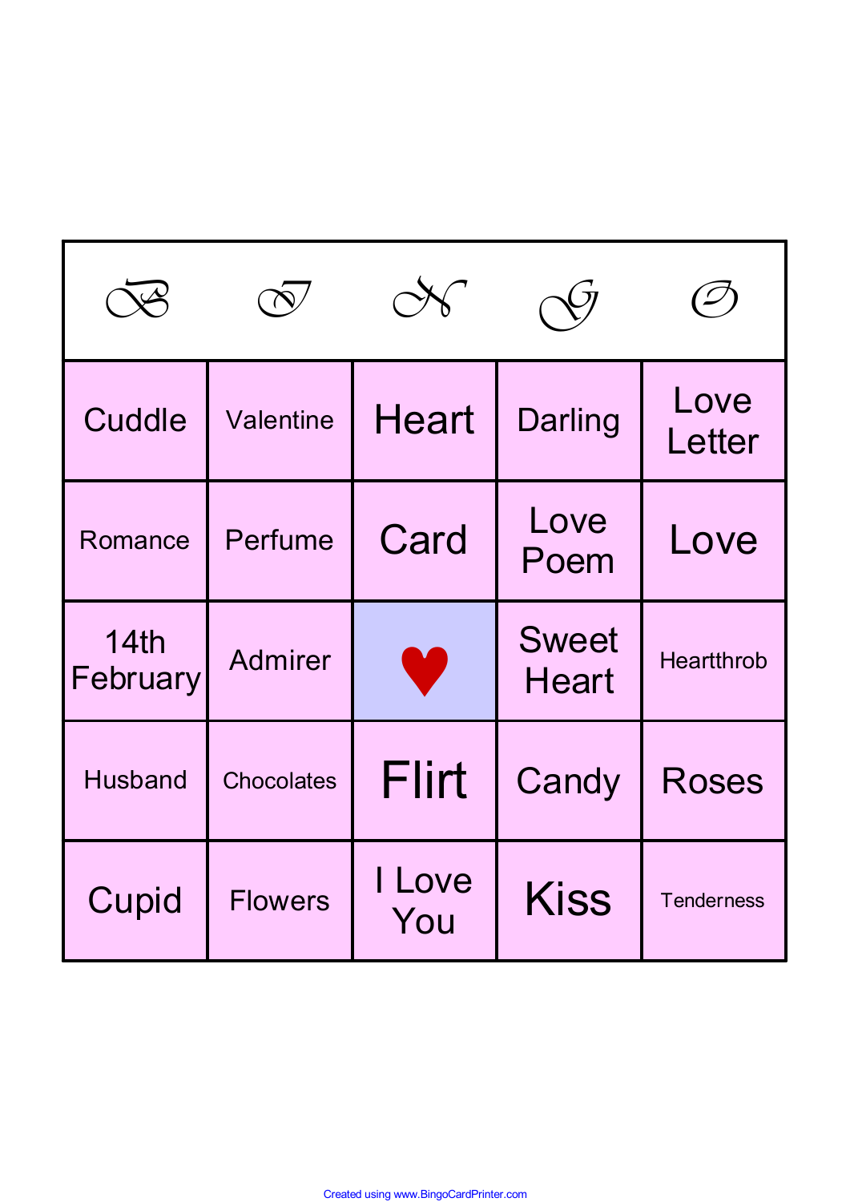| B | I | N | G | O |
| --- | --- | --- | --- | --- |
| Cuddle | Valentine | Heart | Darling | Love Letter |
| Romance | Perfume | Card | Love Poem | Love |
| 14th February | Admirer | ♥ | Sweet Heart | Heartthrob |
| Husband | Chocolates | Flirt | Candy | Roses |
| Cupid | Flowers | I Love You | Kiss | Tenderness |

Created using www.BingoCardPrinter.com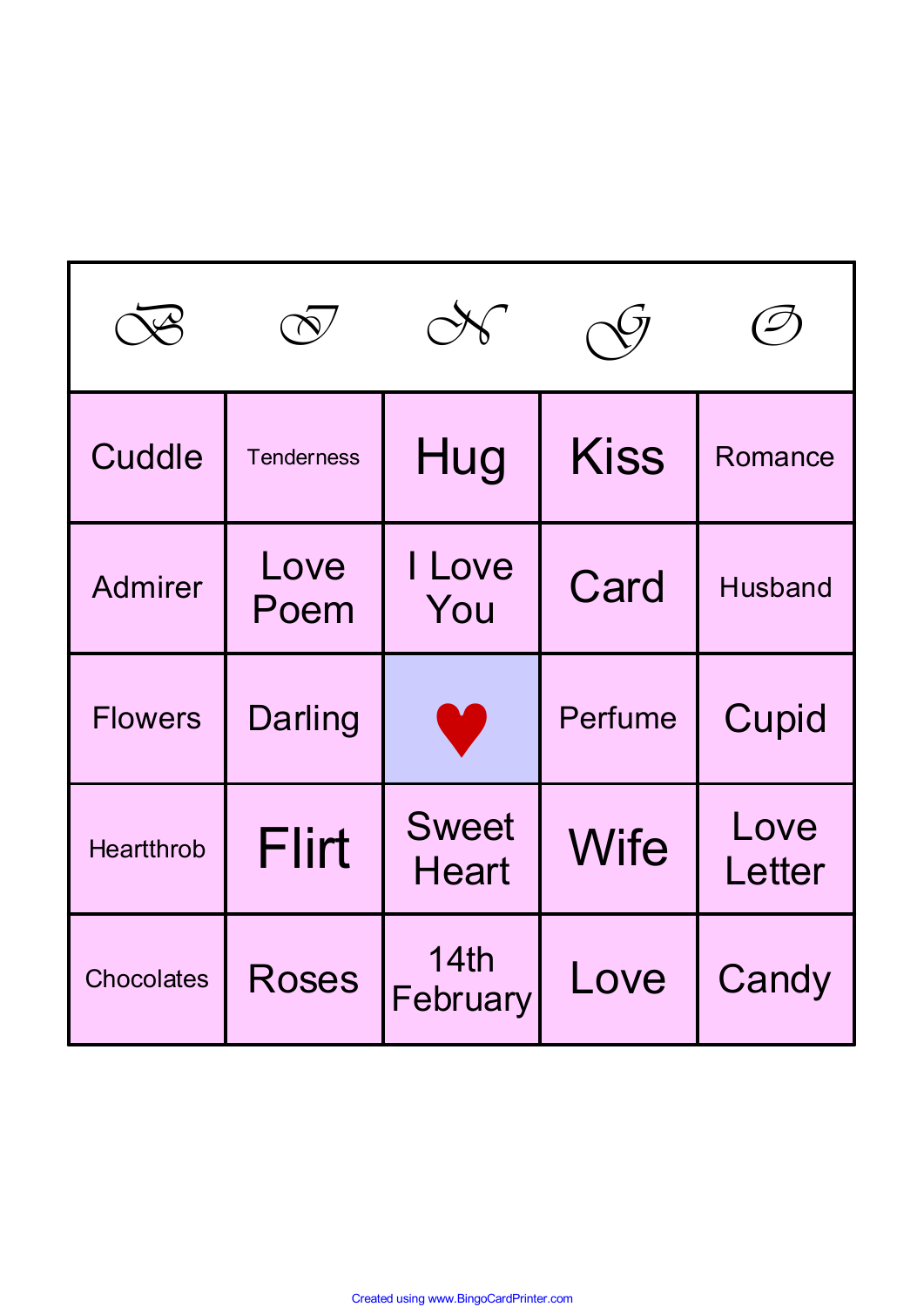| B | I | N | G | O |
|---|---|---|---|---|
| Cuddle | Tenderness | Hug | Kiss | Romance |
| Admirer | Love Poem | I Love You | Card | Husband |
| Flowers | Darling | ♥ | Perfume | Cupid |
| Heartthrob | Flirt | Sweet Heart | Wife | Love Letter |
| Chocolates | Roses | 14th February | Love | Candy |

Created using www.BingoCardPrinter.com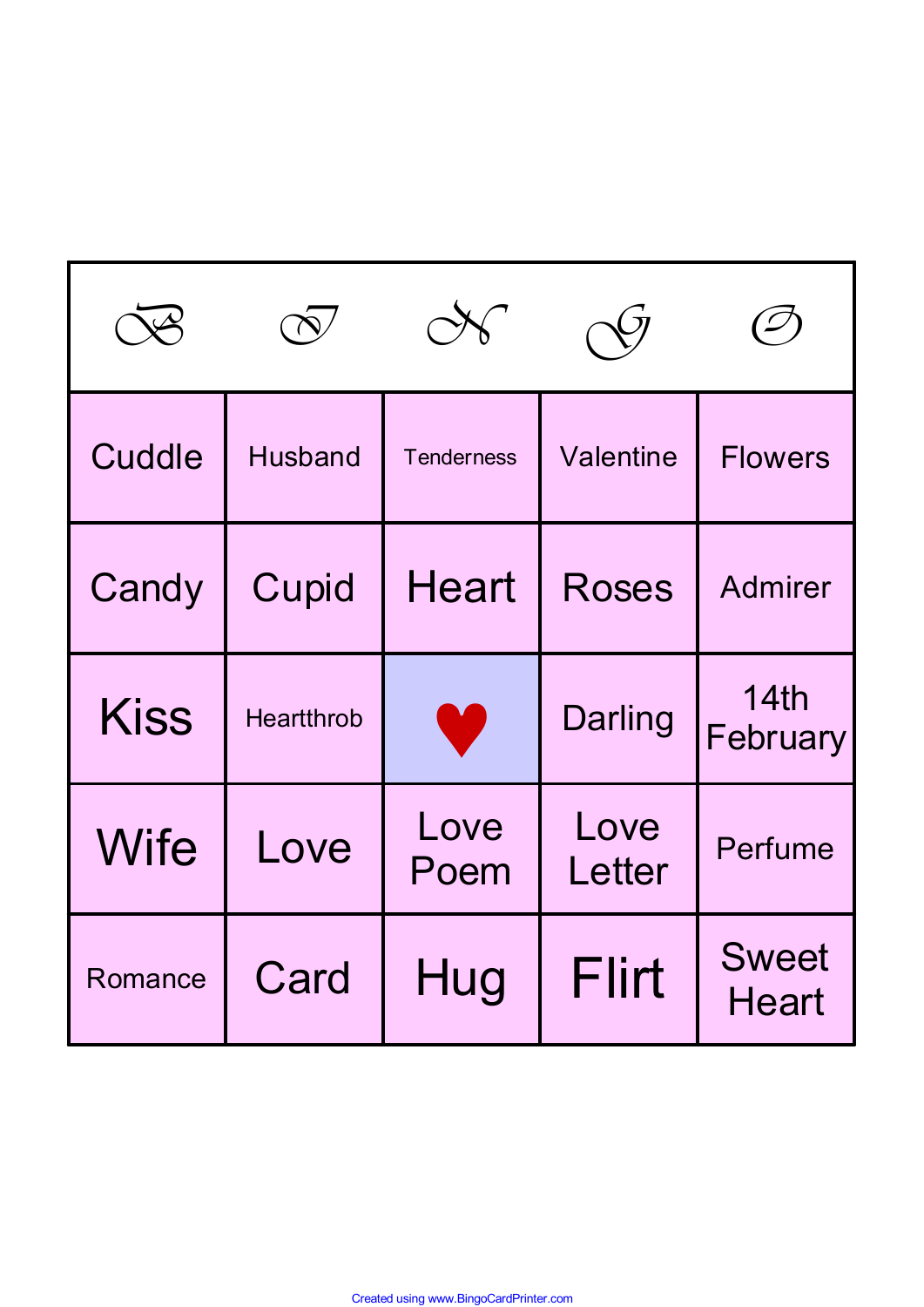| B | I | N | G | O |
|---|---|---|---|---|
| Cuddle | Husband | Tenderness | Valentine | Flowers |
| Candy | Cupid | Heart | Roses | Admirer |
| Kiss | Heartthrob | ♥ | Darling | 14th February |
| Wife | Love | Love Poem | Love Letter | Perfume |
| Romance | Card | Hug | Flirt | Sweet Heart |

Created using www.BingoCardPrinter.com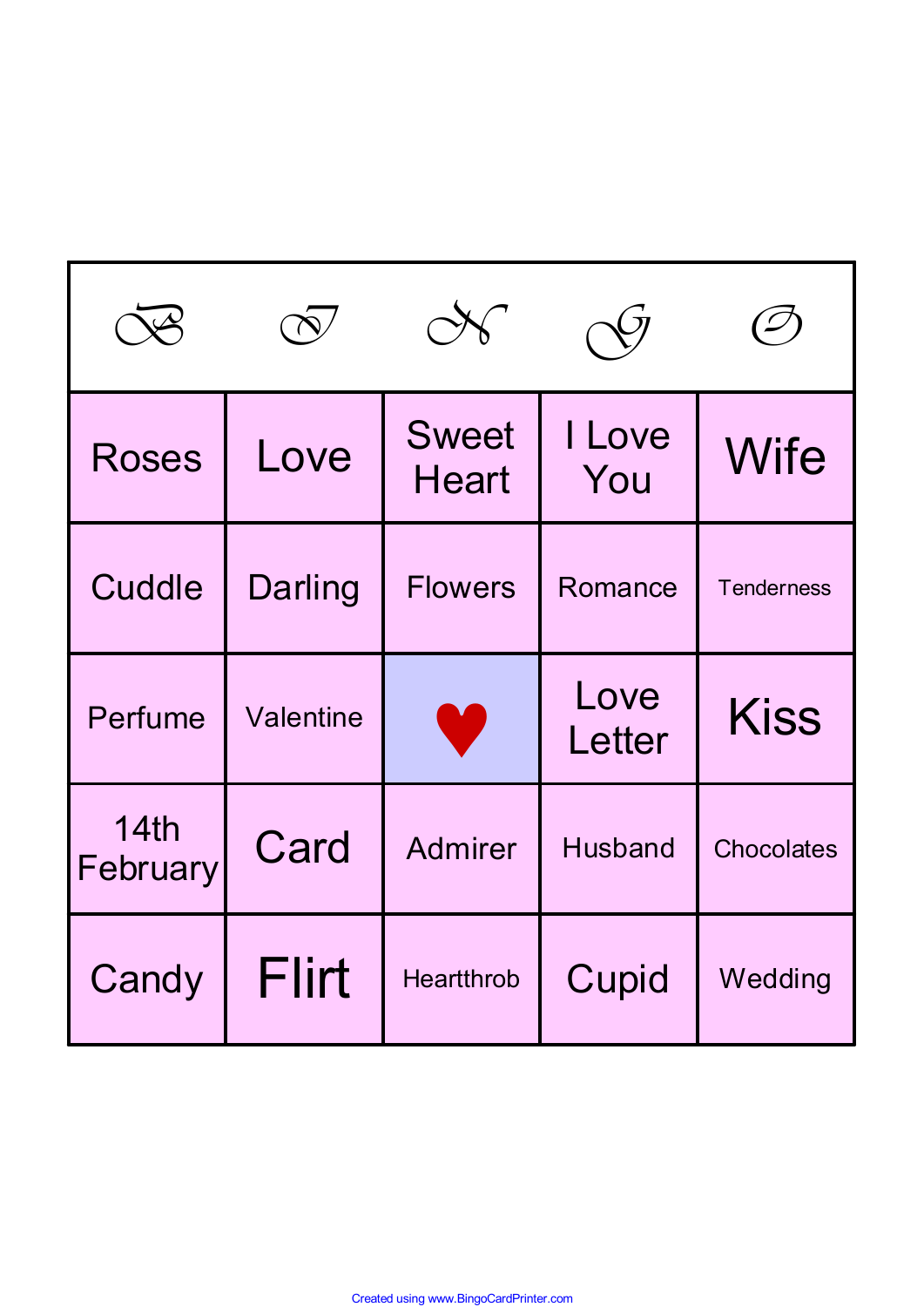| B | I | N | G | O |
|---|---|---|---|---|
| Roses | Love | Sweet Heart | I Love You | Wife |
| Cuddle | Darling | Flowers | Romance | Tenderness |
| Perfume | Valentine | ♥ | Love Letter | Kiss |
| 14th February | Card | Admirer | Husband | Chocolates |
| Candy | Flirt | Heartthrob | Cupid | Wedding |

Created using www.BingoCardPrinter.com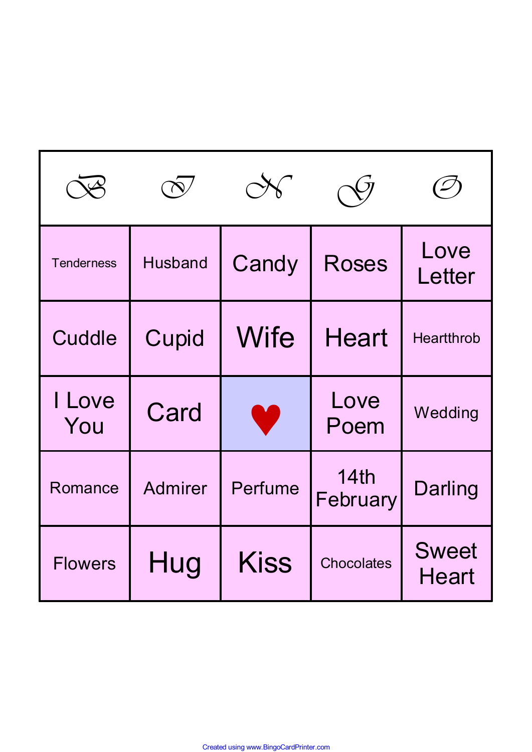| B | I | N | G | O |
|---|---|---|---|---|
| Tenderness | Husband | Candy | Roses | Love Letter |
| Cuddle | Cupid | Wife | Heart | Heartthrob |
| I Love You | Card | ♥ | Love Poem | Wedding |
| Romance | Admirer | Perfume | 14th February | Darling |
| Flowers | Hug | Kiss | Chocolates | Sweet Heart |

Created using www.BingoCardPrinter.com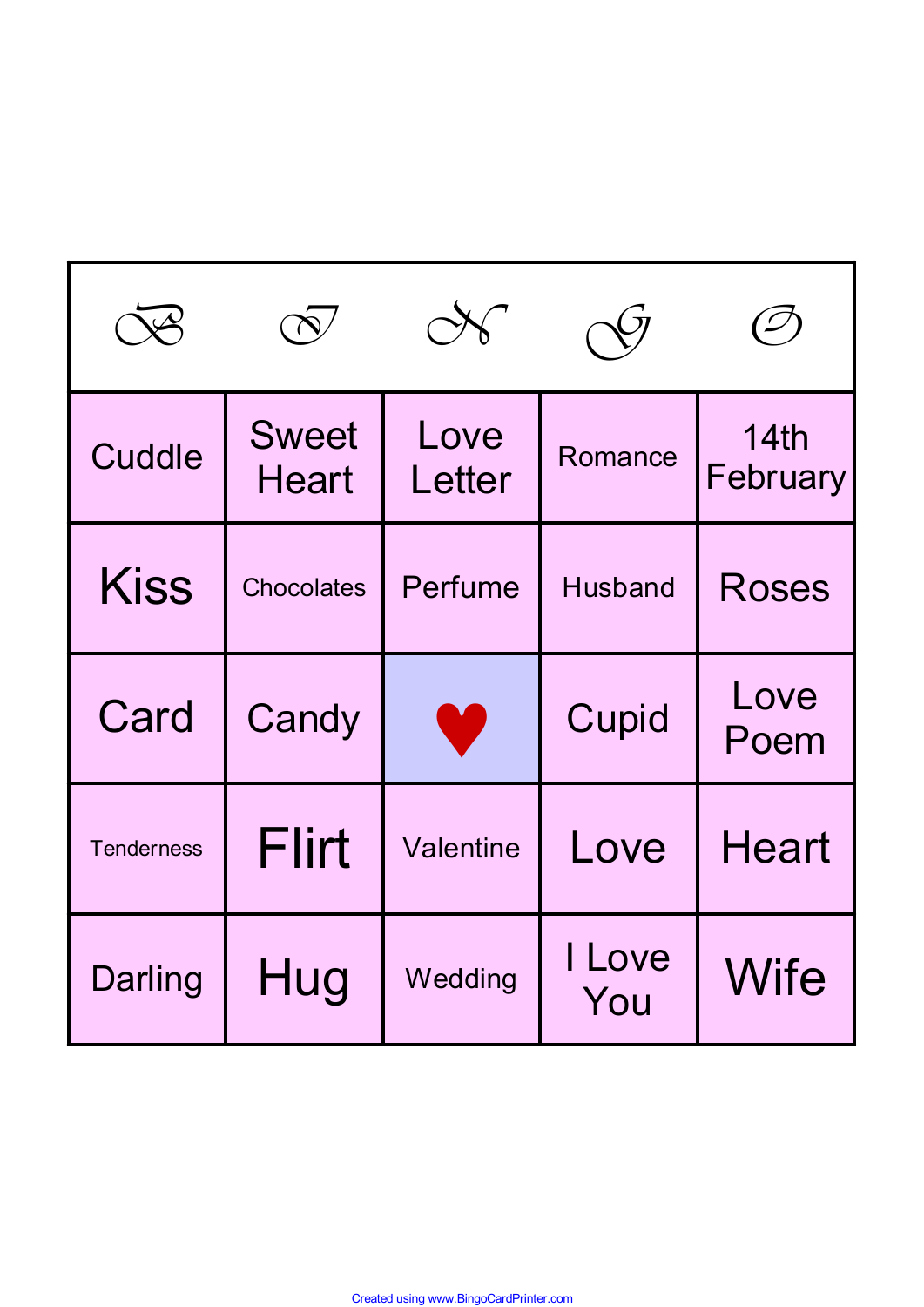| B | I | N | G | O |
| --- | --- | --- | --- | --- |
| Cuddle | Sweet Heart | Love Letter | Romance | 14th February |
| Kiss | Chocolates | Perfume | Husband | Roses |
| Card | Candy | ♥ | Cupid | Love Poem |
| Tenderness | Flirt | Valentine | Love | Heart |
| Darling | Hug | Wedding | I Love You | Wife |

Created using www.BingoCardPrinter.com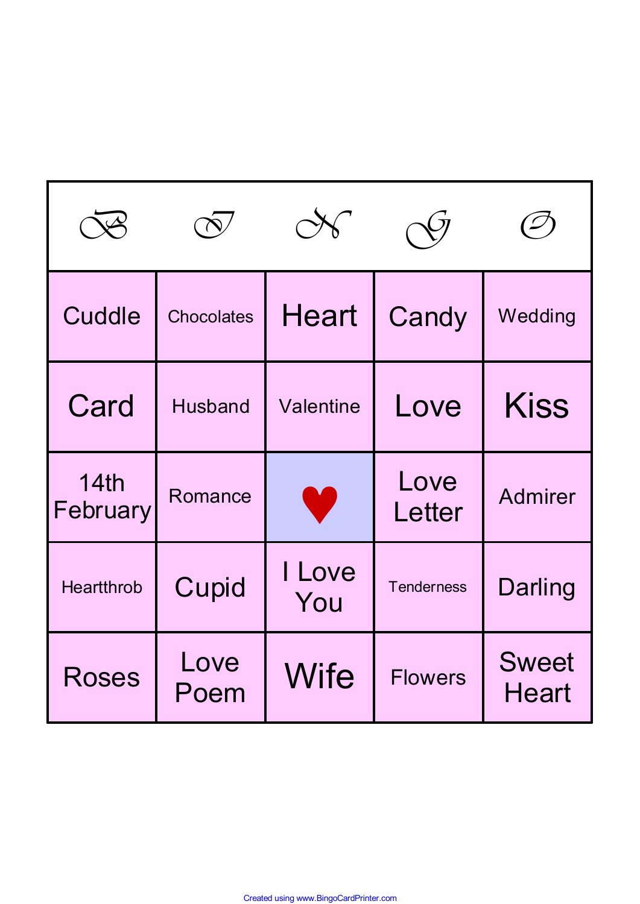| B | I | N | G | O |
|---|---|---|---|---|
| Cuddle | Chocolates | Heart | Candy | Wedding |
| Card | Husband | Valentine | Love | Kiss |
| 14th February | Romance | ♥ | Love Letter | Admirer |
| Heartthrob | Cupid | I Love You | Tenderness | Darling |
| Roses | Love Poem | Wife | Flowers | Sweet Heart |

Created using www.BingoCardPrinter.com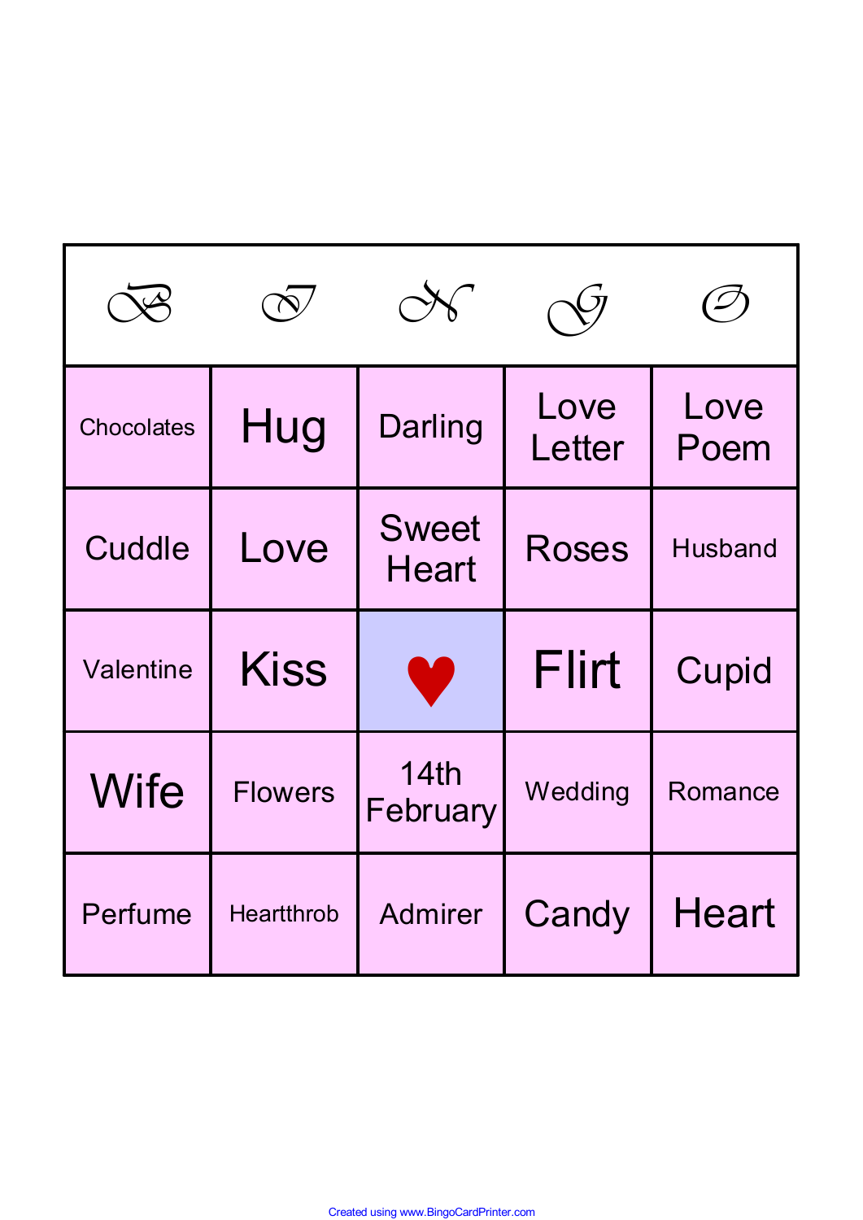| B | I | N | G | O |
|---|---|---|---|---|
| Chocolates | Hug | Darling | Love Letter | Love Poem |
| Cuddle | Love | Sweet Heart | Roses | Husband |
| Valentine | Kiss | ♥ | Flirt | Cupid |
| Wife | Flowers | 14th February | Wedding | Romance |
| Perfume | Heartthrob | Admirer | Candy | Heart |

Created using www.BingoCardPrinter.com